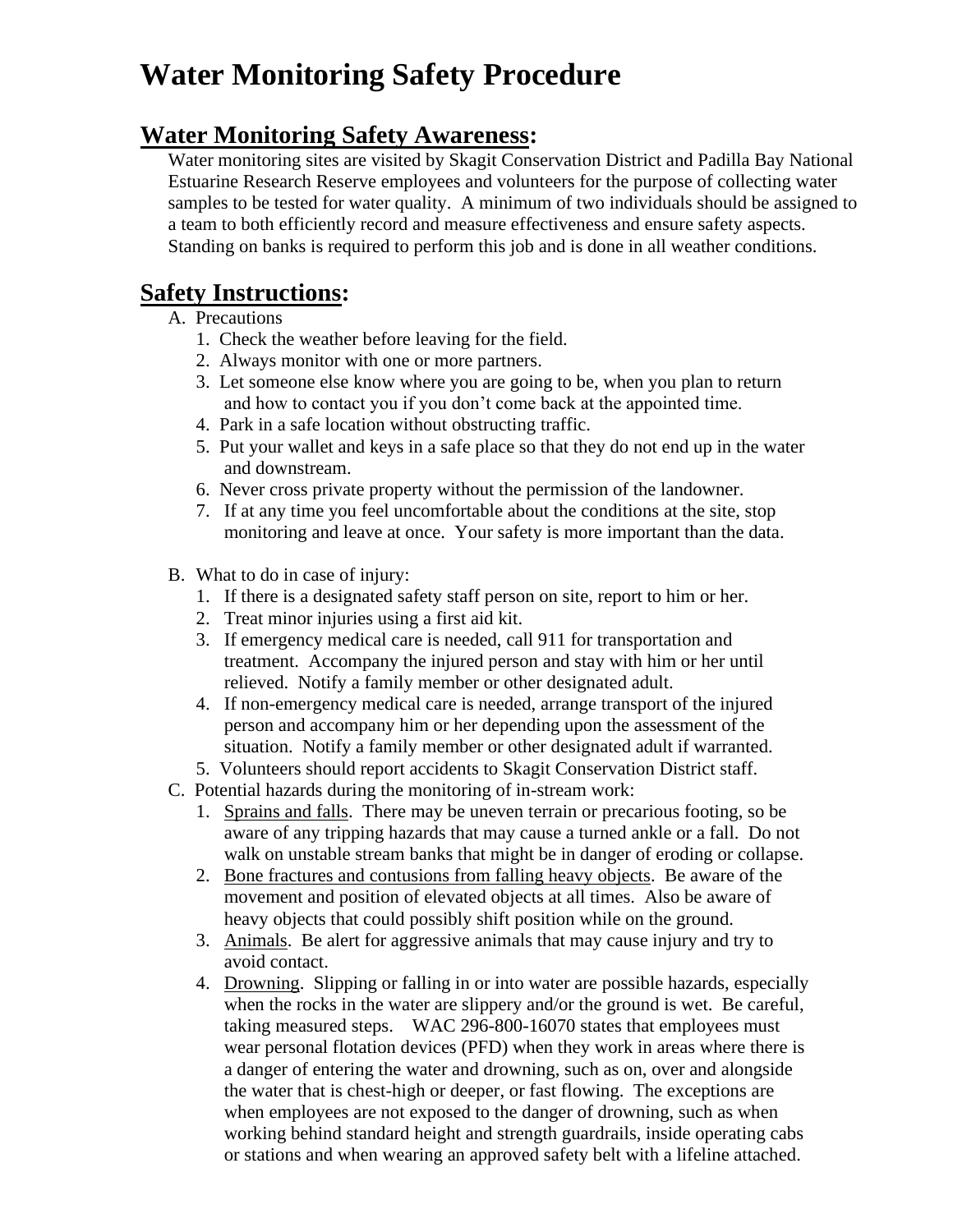# Water Monitoring Safety Procedure

## Water Monitoring Safety Awareness:

Water monitoring sites are visited by Skagit Conservation District and Padilla Bay National Estuarine Research Reserve employees and volunteers for the purpose of collecting water samples to be tested for water quality. A minimum of two individuals should be assigned to a team to both efficiently record and measure effectiveness and ensure safety aspects. Standing on banks is required to perform this job and is done in all weather conditions.

## Safety Instructions:

A. Precautions

1. Check the weather before leaving for the field.
2. Always monitor with one or more partners.
3. Let someone else know where you are going to be, when you plan to return and how to contact you if you don't come back at the appointed time.
4. Park in a safe location without obstructing traffic.
5. Put your wallet and keys in a safe place so that they do not end up in the water and downstream.
6. Never cross private property without the permission of the landowner.
7. If at any time you feel uncomfortable about the conditions at the site, stop monitoring and leave at once. Your safety is more important than the data.

B. What to do in case of injury:

1. If there is a designated safety staff person on site, report to him or her.
2. Treat minor injuries using a first aid kit.
3. If emergency medical care is needed, call 911 for transportation and treatment. Accompany the injured person and stay with him or her until relieved. Notify a family member or other designated adult.
4. If non-emergency medical care is needed, arrange transport of the injured person and accompany him or her depending upon the assessment of the situation. Notify a family member or other designated adult if warranted.
5. Volunteers should report accidents to Skagit Conservation District staff.

C. Potential hazards during the monitoring of in-stream work:

1. Sprains and falls. There may be uneven terrain or precarious footing, so be aware of any tripping hazards that may cause a turned ankle or a fall. Do not walk on unstable stream banks that might be in danger of eroding or collapse.
2. Bone fractures and contusions from falling heavy objects. Be aware of the movement and position of elevated objects at all times. Also be aware of heavy objects that could possibly shift position while on the ground.
3. Animals. Be alert for aggressive animals that may cause injury and try to avoid contact.
4. Drowning. Slipping or falling in or into water are possible hazards, especially when the rocks in the water are slippery and/or the ground is wet. Be careful, taking measured steps. WAC 296-800-16070 states that employees must wear personal flotation devices (PFD) when they work in areas where there is a danger of entering the water and drowning, such as on, over and alongside the water that is chest-high or deeper, or fast flowing. The exceptions are when employees are not exposed to the danger of drowning, such as when working behind standard height and strength guardrails, inside operating cabs or stations and when wearing an approved safety belt with a lifeline attached.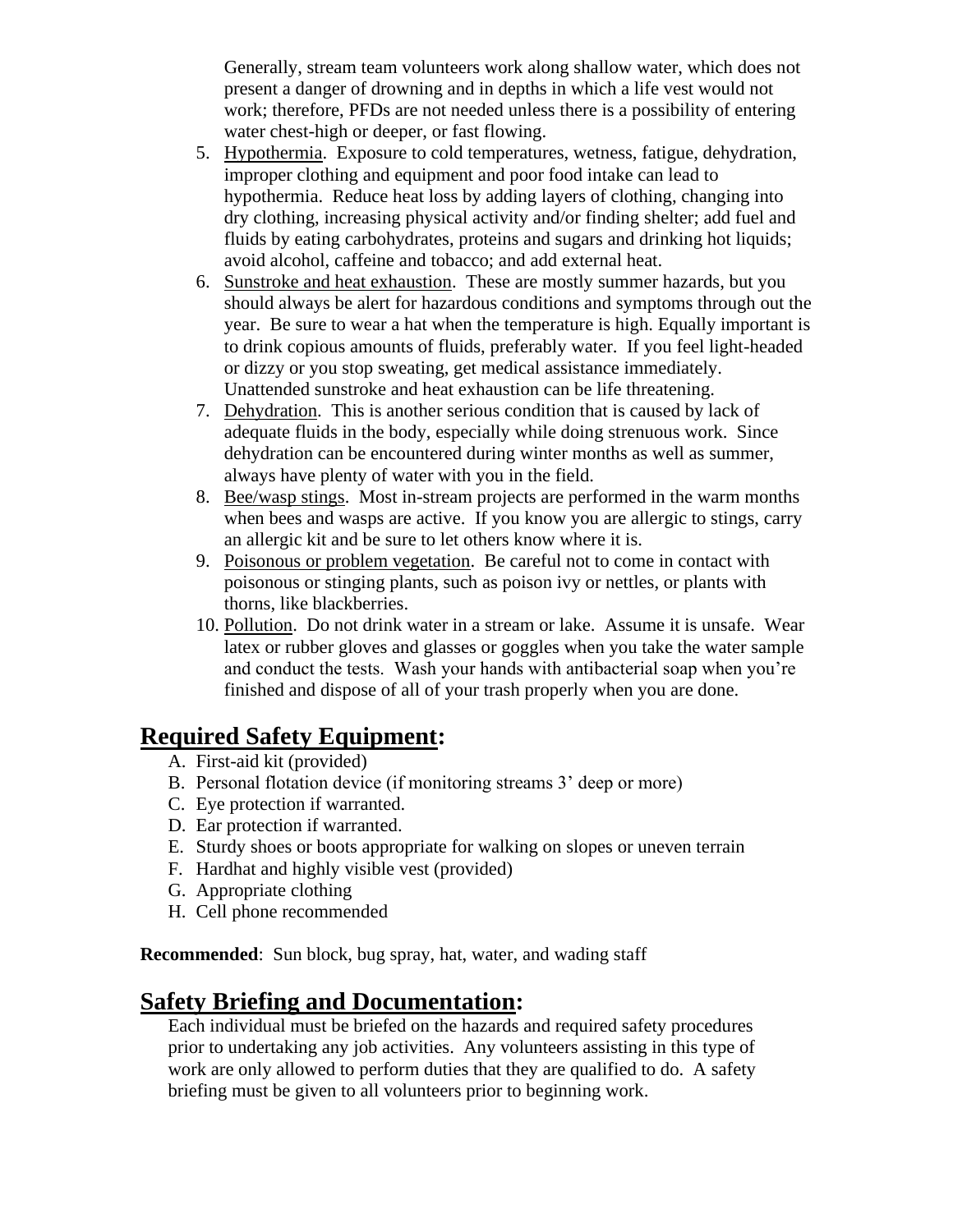Generally, stream team volunteers work along shallow water, which does not present a danger of drowning and in depths in which a life vest would not work; therefore, PFDs are not needed unless there is a possibility of entering water chest-high or deeper, or fast flowing.

5. Hypothermia. Exposure to cold temperatures, wetness, fatigue, dehydration, improper clothing and equipment and poor food intake can lead to hypothermia. Reduce heat loss by adding layers of clothing, changing into dry clothing, increasing physical activity and/or finding shelter; add fuel and fluids by eating carbohydrates, proteins and sugars and drinking hot liquids; avoid alcohol, caffeine and tobacco; and add external heat.
6. Sunstroke and heat exhaustion. These are mostly summer hazards, but you should always be alert for hazardous conditions and symptoms through out the year. Be sure to wear a hat when the temperature is high. Equally important is to drink copious amounts of fluids, preferably water. If you feel light-headed or dizzy or you stop sweating, get medical assistance immediately. Unattended sunstroke and heat exhaustion can be life threatening.
7. Dehydration. This is another serious condition that is caused by lack of adequate fluids in the body, especially while doing strenuous work. Since dehydration can be encountered during winter months as well as summer, always have plenty of water with you in the field.
8. Bee/wasp stings. Most in-stream projects are performed in the warm months when bees and wasps are active. If you know you are allergic to stings, carry an allergic kit and be sure to let others know where it is.
9. Poisonous or problem vegetation. Be careful not to come in contact with poisonous or stinging plants, such as poison ivy or nettles, or plants with thorns, like blackberries.
10. Pollution. Do not drink water in a stream or lake. Assume it is unsafe. Wear latex or rubber gloves and glasses or goggles when you take the water sample and conduct the tests. Wash your hands with antibacterial soap when you're finished and dispose of all of your trash properly when you are done.

## Required Safety Equipment:

A. First-aid kit (provided)
B. Personal flotation device (if monitoring streams 3' deep or more)
C. Eye protection if warranted.
D. Ear protection if warranted.
E. Sturdy shoes or boots appropriate for walking on slopes or uneven terrain
F. Hardhat and highly visible vest (provided)
G. Appropriate clothing
H. Cell phone recommended

**Recommended**: Sun block, bug spray, hat, water, and wading staff

## Safety Briefing and Documentation:

Each individual must be briefed on the hazards and required safety procedures prior to undertaking any job activities. Any volunteers assisting in this type of work are only allowed to perform duties that they are qualified to do. A safety briefing must be given to all volunteers prior to beginning work.